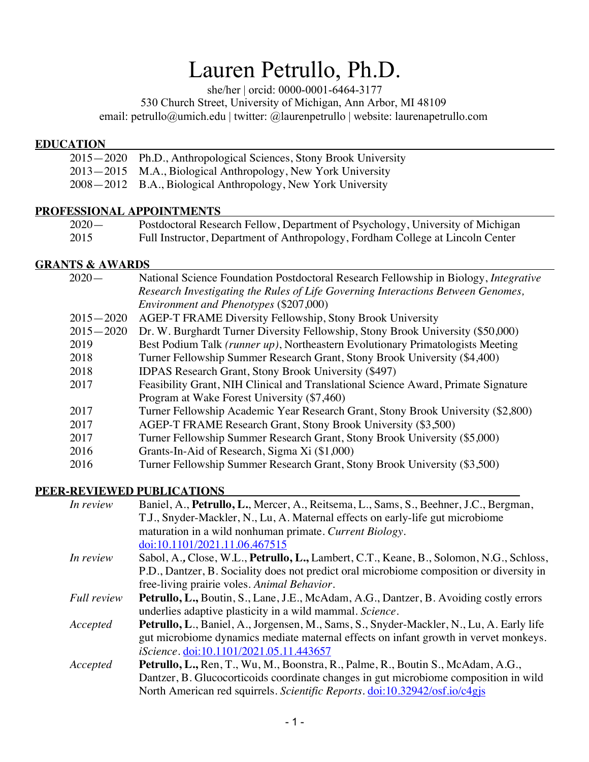# Lauren Petrullo, Ph.D.

she/her | orcid: 0000-0001-6464-3177
530 Church Street, University of Michigan, Ann Arbor, MI 48109
email: petrullo@umich.edu | twitter: @laurenpetrullo | website: laurenapetrullo.com

## EDUCATION

| | |
|---|---|
| 2015—2020 | Ph.D., Anthropological Sciences, Stony Brook University |
| 2013—2015 | M.A., Biological Anthropology, New York University |
| 2008—2012 | B.A., Biological Anthropology, New York University |

## PROFESSIONAL APPOINTMENTS

| | |
|---|---|
| 2020— | Postdoctoral Research Fellow, Department of Psychology, University of Michigan |
| 2015 | Full Instructor, Department of Anthropology, Fordham College at Lincoln Center |

## GRANTS & AWARDS

| | |
|---|---|
| 2020— | National Science Foundation Postdoctoral Research Fellowship in Biology, *Integrative Research Investigating the Rules of Life Governing Interactions Between Genomes, Environment and Phenotypes* ($207,000) |
| 2015—2020 | AGEP-T FRAME Diversity Fellowship, Stony Brook University |
| 2015—2020 | Dr. W. Burghardt Turner Diversity Fellowship, Stony Brook University ($50,000) |
| 2019 | Best Podium Talk *(runner up)*, Northeastern Evolutionary Primatologists Meeting |
| 2018 | Turner Fellowship Summer Research Grant, Stony Brook University ($4,400) |
| 2018 | IDPAS Research Grant, Stony Brook University ($497) |
| 2017 | Feasibility Grant, NIH Clinical and Translational Science Award, Primate Signature Program at Wake Forest University ($7,460) |
| 2017 | Turner Fellowship Academic Year Research Grant, Stony Brook University ($2,800) |
| 2017 | AGEP-T FRAME Research Grant, Stony Brook University ($3,500) |
| 2017 | Turner Fellowship Summer Research Grant, Stony Brook University ($5,000) |
| 2016 | Grants-In-Aid of Research, Sigma Xi ($1,000) |
| 2016 | Turner Fellowship Summer Research Grant, Stony Brook University ($3,500) |

## PEER-REVIEWED PUBLICATIONS

| | |
|---|---|
| *In review* | Baniel, A., **Petrullo, L.**, Mercer, A., Reitsema, L., Sams, S., Beehner, J.C., Bergman, T.J., Snyder-Mackler, N., Lu, A. Maternal effects on early-life gut microbiome maturation in a wild nonhuman primate. *Current Biology*. doi:10.1101/2021.11.06.467515 |
| *In review* | Sabol, A.*,* Close, W.L., **Petrullo, L.,** Lambert, C.T., Keane, B., Solomon, N.G., Schloss, P.D., Dantzer, B. Sociality does not predict oral microbiome composition or diversity in free-living prairie voles. *Animal Behavior*. |
| *Full review* | **Petrullo, L.,** Boutin, S., Lane, J.E., McAdam, A.G., Dantzer, B. Avoiding costly errors underlies adaptive plasticity in a wild mammal. *Science*. |
| *Accepted* | **Petrullo, L**., Baniel, A., Jorgensen, M., Sams, S., Snyder-Mackler, N., Lu, A. Early life gut microbiome dynamics mediate maternal effects on infant growth in vervet monkeys. *iScience*. doi:10.1101/2021.05.11.443657 |
| *Accepted* | **Petrullo, L.,** Ren, T., Wu, M., Boonstra, R., Palme, R., Boutin S., McAdam, A.G., Dantzer, B. Glucocorticoids coordinate changes in gut microbiome composition in wild North American red squirrels. *Scientific Reports*. doi:10.32942/osf.io/c4gjs |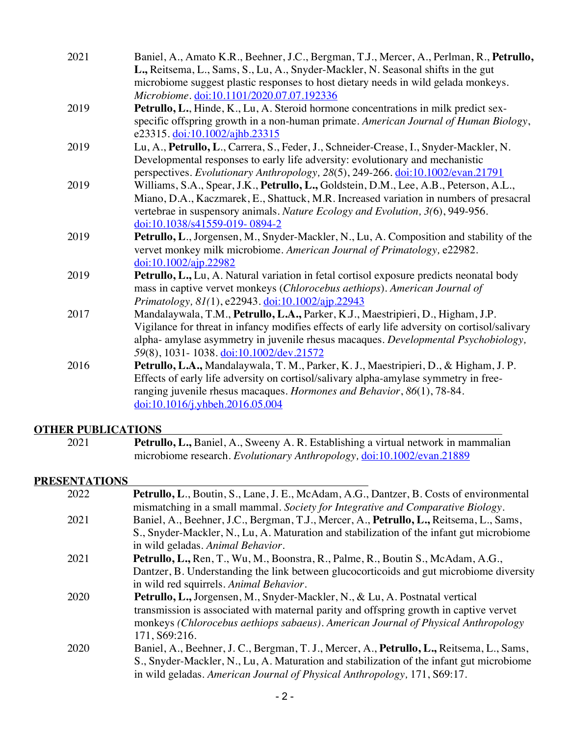2021 Baniel, A., Amato K.R., Beehner, J.C., Bergman, T.J., Mercer, A., Perlman, R., **Petrullo, L.,** Reitsema, L., Sams, S., Lu, A., Snyder-Mackler, N. Seasonal shifts in the gut microbiome suggest plastic responses to host dietary needs in wild gelada monkeys. *Microbiome*. doi:10.1101/2020.07.07.192336

2019 **Petrullo, L.**, Hinde, K., Lu, A. Steroid hormone concentrations in milk predict sex-specific offspring growth in a non-human primate. *American Journal of Human Biology*, e23315. doi:10.1002/ajhb.23315

2019 Lu, A., **Petrullo, L**., Carrera, S., Feder, J., Schneider-Crease, I., Snyder-Mackler, N. Developmental responses to early life adversity: evolutionary and mechanistic perspectives. *Evolutionary Anthropology, 28*(5), 249-266. doi:10.1002/evan.21791

2019 Williams, S.A., Spear, J.K., **Petrullo, L.,** Goldstein, D.M., Lee, A.B., Peterson, A.L., Miano, D.A., Kaczmarek, E., Shattuck, M.R. Increased variation in numbers of presacral vertebrae in suspensory animals. *Nature Ecology and Evolution, 3(*6), 949-956. doi:10.1038/s41559-019- 0894-2

2019 **Petrullo, L**., Jorgensen, M., Snyder-Mackler, N., Lu, A. Composition and stability of the vervet monkey milk microbiome. *American Journal of Primatology,* e22982. doi:10.1002/ajp.22982

2019 **Petrullo, L.,** Lu, A. Natural variation in fetal cortisol exposure predicts neonatal body mass in captive vervet monkeys (*Chlorocebus aethiops*). *American Journal of Primatology, 81(*1), e22943. doi:10.1002/ajp.22943

2017 Mandalaywala, T.M., **Petrullo, L.A.,** Parker, K.J., Maestripieri, D., Higham, J.P. Vigilance for threat in infancy modifies effects of early life adversity on cortisol/salivary alpha- amylase asymmetry in juvenile rhesus macaques. *Developmental Psychobiology, 59*(8), 1031- 1038. doi:10.1002/dev.21572

2016 **Petrullo, L.A.,** Mandalaywala, T. M., Parker, K. J., Maestripieri, D., & Higham, J. P. Effects of early life adversity on cortisol/salivary alpha-amylase symmetry in free-ranging juvenile rhesus macaques. *Hormones and Behavior*, *86*(1), 78-84. doi:10.1016/j.yhbeh.2016.05.004

## OTHER PUBLICATIONS

2021 **Petrullo, L.,** Baniel, A., Sweeny A. R. Establishing a virtual network in mammalian microbiome research. *Evolutionary Anthropology,* doi:10.1002/evan.21889

## PRESENTATIONS

2022 **Petrullo, L**., Boutin, S., Lane, J. E., McAdam, A.G., Dantzer, B. Costs of environmental mismatching in a small mammal. *Society for Integrative and Comparative Biology*.

2021 Baniel, A., Beehner, J.C., Bergman, T.J., Mercer, A., **Petrullo, L.,** Reitsema, L., Sams, S., Snyder-Mackler, N., Lu, A. Maturation and stabilization of the infant gut microbiome in wild geladas. *Animal Behavior*.

2021 **Petrullo, L.,** Ren, T., Wu, M., Boonstra, R., Palme, R., Boutin S., McAdam, A.G., Dantzer, B. Understanding the link between glucocorticoids and gut microbiome diversity in wild red squirrels. *Animal Behavior*.

2020 **Petrullo, L.,** Jorgensen, M., Snyder-Mackler, N., & Lu, A. Postnatal vertical transmission is associated with maternal parity and offspring growth in captive vervet monkeys *(Chlorocebus aethiops sabaeus)*. *American Journal of Physical Anthropology* 171, S69:216.

2020 Baniel, A., Beehner, J. C., Bergman, T. J., Mercer, A., **Petrullo, L.,** Reitsema, L., Sams, S., Snyder-Mackler, N., Lu, A. Maturation and stabilization of the infant gut microbiome in wild geladas. *American Journal of Physical Anthropology,* 171, S69:17.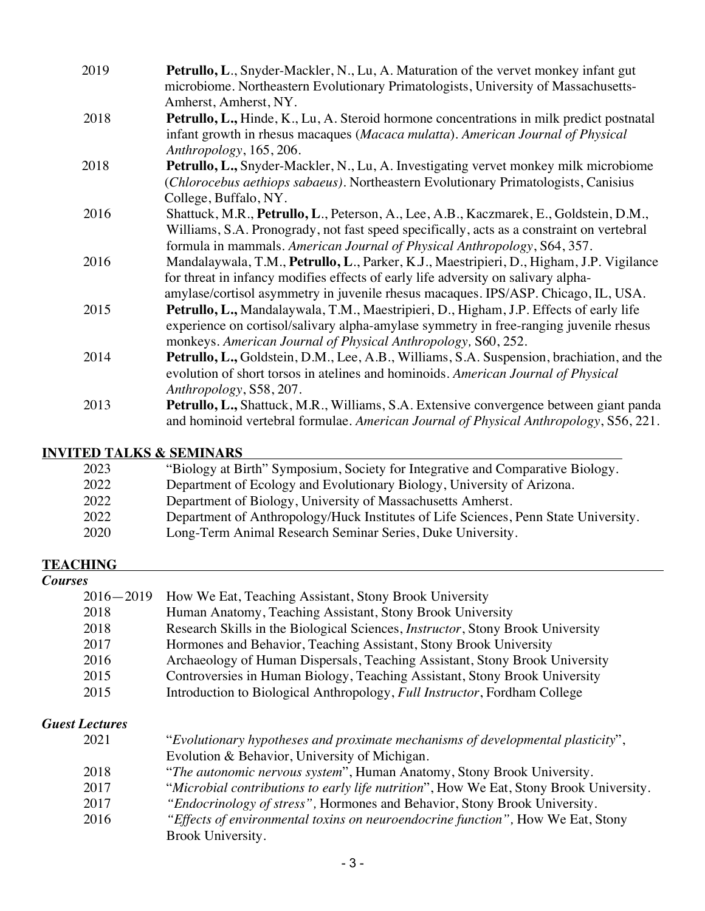2019 **Petrullo, L**., Snyder-Mackler, N., Lu, A. Maturation of the vervet monkey infant gut microbiome. Northeastern Evolutionary Primatologists, University of Massachusetts-Amherst, Amherst, NY.

2018 **Petrullo, L.,** Hinde, K., Lu, A. Steroid hormone concentrations in milk predict postnatal infant growth in rhesus macaques (*Macaca mulatta*). *American Journal of Physical Anthropology*, 165, 206.

2018 **Petrullo, L.,** Snyder-Mackler, N., Lu, A. Investigating vervet monkey milk microbiome (*Chlorocebus aethiops sabaeus)*. Northeastern Evolutionary Primatologists, Canisius College, Buffalo, NY.

2016 Shattuck, M.R., **Petrullo, L**., Peterson, A., Lee, A.B., Kaczmarek, E., Goldstein, D.M., Williams, S.A. Pronogrady, not fast speed specifically, acts as a constraint on vertebral formula in mammals. *American Journal of Physical Anthropology*, S64, 357.

2016 Mandalaywala, T.M., **Petrullo, L**., Parker, K.J., Maestripieri, D., Higham, J.P. Vigilance for threat in infancy modifies effects of early life adversity on salivary alpha-amylase/cortisol asymmetry in juvenile rhesus macaques. IPS/ASP. Chicago, IL, USA.

2015 **Petrullo, L.,** Mandalaywala, T.M., Maestripieri, D., Higham, J.P. Effects of early life experience on cortisol/salivary alpha-amylase symmetry in free-ranging juvenile rhesus monkeys. *American Journal of Physical Anthropology,* S60, 252.

2014 **Petrullo, L.,** Goldstein, D.M., Lee, A.B., Williams, S.A. Suspension, brachiation, and the evolution of short torsos in atelines and hominoids. *American Journal of Physical Anthropology*, S58, 207.

2013 **Petrullo, L.,** Shattuck, M.R., Williams, S.A. Extensive convergence between giant panda and hominoid vertebral formulae. *American Journal of Physical Anthropology*, S56, 221.

## INVITED TALKS & SEMINARS

2023 "Biology at Birth" Symposium, Society for Integrative and Comparative Biology.

2022 Department of Ecology and Evolutionary Biology, University of Arizona.

2022 Department of Biology, University of Massachusetts Amherst.

2022 Department of Anthropology/Huck Institutes of Life Sciences, Penn State University.

2020 Long-Term Animal Research Seminar Series, Duke University.

## TEACHING

### *Courses*

2016—2019 How We Eat, Teaching Assistant, Stony Brook University

2018 Human Anatomy, Teaching Assistant, Stony Brook University

2018 Research Skills in the Biological Sciences, *Instructor*, Stony Brook University

2017 Hormones and Behavior, Teaching Assistant, Stony Brook University

2016 Archaeology of Human Dispersals, Teaching Assistant, Stony Brook University

2015 Controversies in Human Biology, Teaching Assistant, Stony Brook University

2015 Introduction to Biological Anthropology, *Full Instructor*, Fordham College

### *Guest Lectures*

2021 "*Evolutionary hypotheses and proximate mechanisms of developmental plasticity*", Evolution & Behavior, University of Michigan.

2018 "*The autonomic nervous system*", Human Anatomy, Stony Brook University.

2017 "*Microbial contributions to early life nutrition*", How We Eat, Stony Brook University.

2017 *"Endocrinology of stress",* Hormones and Behavior, Stony Brook University.

2016 *"Effects of environmental toxins on neuroendocrine function",* How We Eat, Stony Brook University.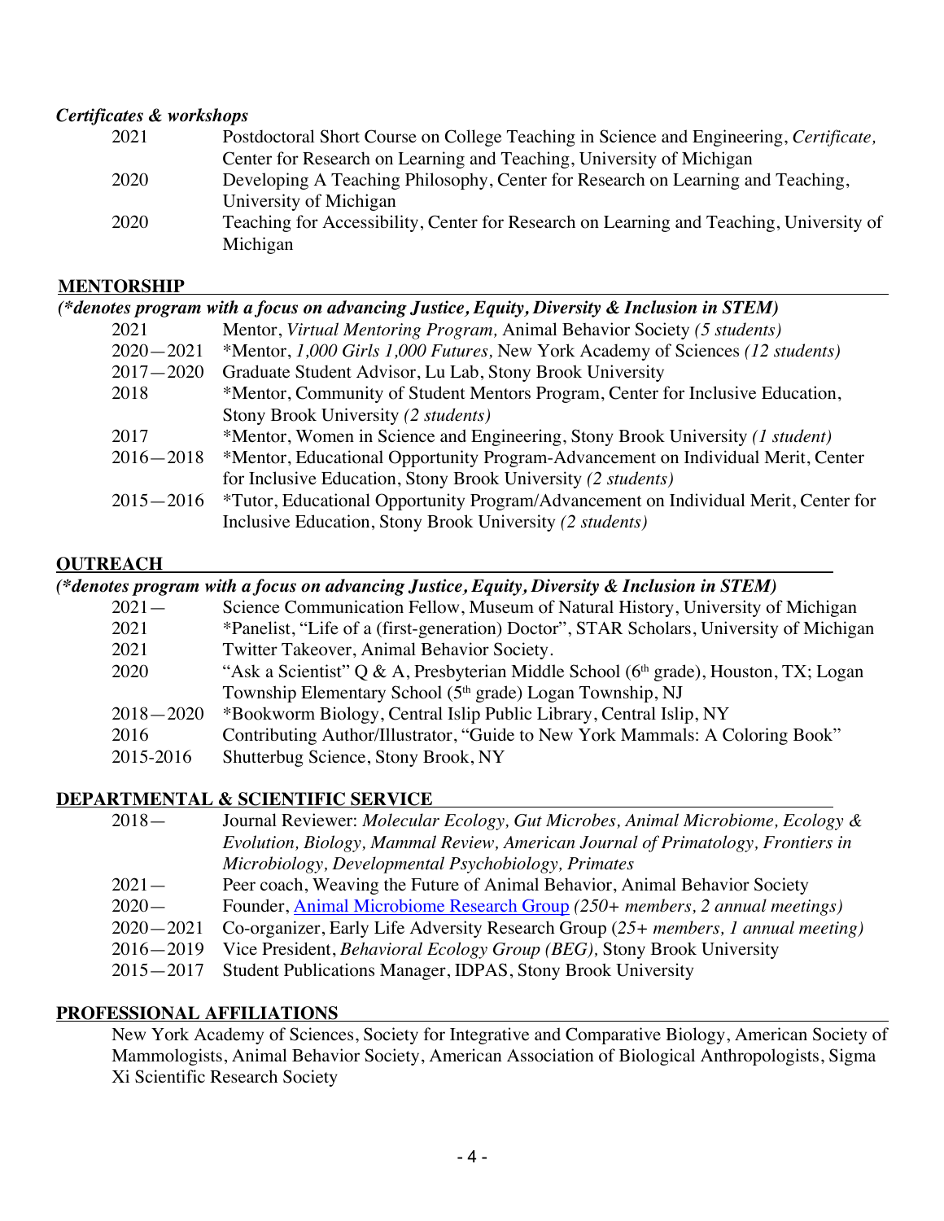### *Certificates & workshops*

| | |
|---|---|
| 2021 | Postdoctoral Short Course on College Teaching in Science and Engineering, *Certificate,* Center for Research on Learning and Teaching, University of Michigan |
| 2020 | Developing A Teaching Philosophy, Center for Research on Learning and Teaching, University of Michigan |
| 2020 | Teaching for Accessibility, Center for Research on Learning and Teaching, University of Michigan |

## MENTORSHIP

***(*denotes program with a focus on advancing Justice, Equity, Diversity & Inclusion in STEM)***

| | |
|---|---|
| 2021 | Mentor, *Virtual Mentoring Program,* Animal Behavior Society *(5 students)* |
| 2020—2021 | *Mentor, *1,000 Girls 1,000 Futures,* New York Academy of Sciences *(12 students)* |
| 2017—2020 | Graduate Student Advisor, Lu Lab, Stony Brook University |
| 2018 | *Mentor, Community of Student Mentors Program, Center for Inclusive Education, Stony Brook University *(2 students)* |
| 2017 | *Mentor, Women in Science and Engineering, Stony Brook University *(1 student)* |
| 2016—2018 | *Mentor, Educational Opportunity Program-Advancement on Individual Merit, Center for Inclusive Education, Stony Brook University *(2 students)* |
| 2015—2016 | *Tutor, Educational Opportunity Program/Advancement on Individual Merit, Center for Inclusive Education, Stony Brook University *(2 students)* |

## OUTREACH

***(*denotes program with a focus on advancing Justice, Equity, Diversity & Inclusion in STEM)***

| | |
|---|---|
| 2021— | Science Communication Fellow, Museum of Natural History, University of Michigan |
| 2021 | *Panelist, "Life of a (first-generation) Doctor", STAR Scholars, University of Michigan |
| 2021 | Twitter Takeover, Animal Behavior Society. |
| 2020 | "Ask a Scientist" Q & A, Presbyterian Middle School (6th grade), Houston, TX; Logan Township Elementary School (5th grade) Logan Township, NJ |
| 2018—2020 | *Bookworm Biology, Central Islip Public Library, Central Islip, NY |
| 2016 | Contributing Author/Illustrator, "Guide to New York Mammals: A Coloring Book" |
| 2015-2016 | Shutterbug Science, Stony Brook, NY |

## DEPARTMENTAL & SCIENTIFIC SERVICE

| | |
|---|---|
| 2018— | Journal Reviewer: *Molecular Ecology, Gut Microbes, Animal Microbiome, Ecology & Evolution, Biology, Mammal Review, American Journal of Primatology, Frontiers in Microbiology, Developmental Psychobiology, Primates* |
| 2021— | Peer coach, Weaving the Future of Animal Behavior, Animal Behavior Society |
| 2020— | Founder, Animal Microbiome Research Group *(250+ members, 2 annual meetings)* |
| 2020—2021 | Co-organizer, Early Life Adversity Research Group (*25+ members, 1 annual meeting)* |
| 2016—2019 | Vice President, *Behavioral Ecology Group (BEG),* Stony Brook University |
| 2015—2017 | Student Publications Manager, IDPAS, Stony Brook University |

## PROFESSIONAL AFFILIATIONS

New York Academy of Sciences, Society for Integrative and Comparative Biology, American Society of Mammologists, Animal Behavior Society, American Association of Biological Anthropologists, Sigma Xi Scientific Research Society